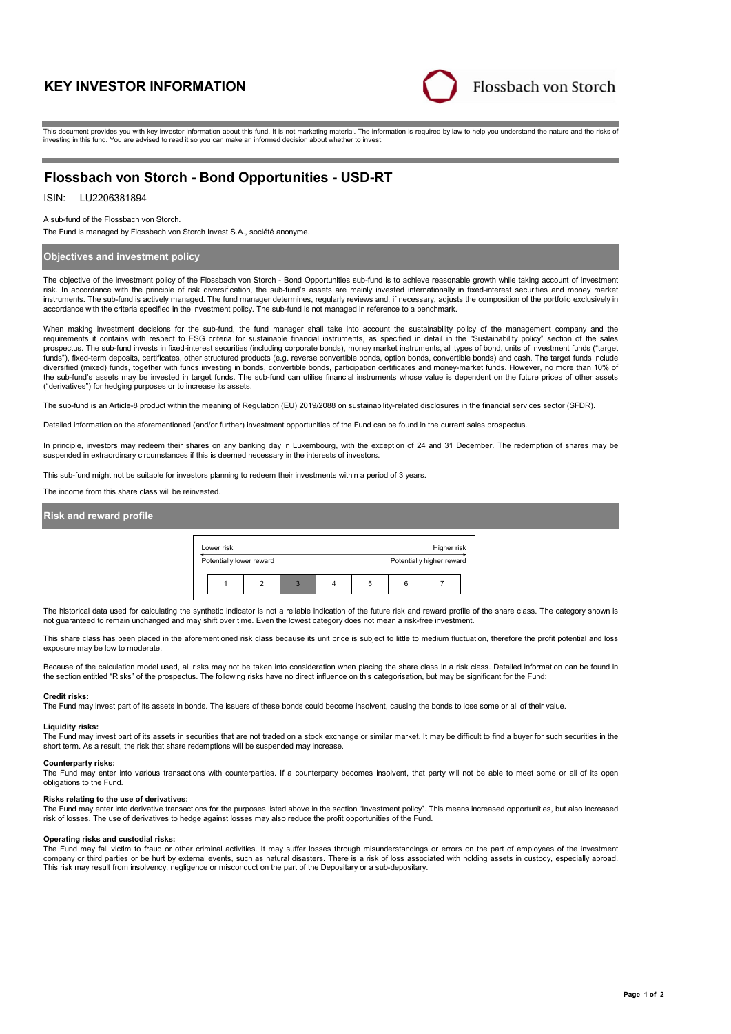# KEY INVESTOR INFORMATION

Flossbach von Storch

This document provides you with key investor information about this fund. It is not marketing material. The information is required by law to help you understand the nature and the risks of investing in this fund. You are advised to read it so you can make an informed decision about whether to invest.

## Flossbach von Storch - Bond Opportunities - USD-RT

ISIN: LU2206381894

A sub-fund of the Flossbach von Storch.

The Fund is managed by Flossbach von Storch Invest S.A., société anonyme.

### Objectives and investment policy

The objective of the investment policy of the Flossbach von Storch - Bond Opportunities sub-fund is to achieve reasonable growth while taking account of investment risk. In accordance with the principle of risk diversification, the sub-fund's assets are mainly invested internationally in fixed-interest securities and money market instruments. The sub-fund is actively managed. The fund manager determines, regularly reviews and, if necessary, adjusts the composition of the portfolio exclusively in accordance with the criteria specified in the investment policy. The sub-fund is not managed in reference to a benchmark.

When making investment decisions for the sub-fund, the fund manager shall take into account the sustainability policy of the management company and the requirements it contains with respect to ESG criteria for sustainable financial instruments, as specified in detail in the "Sustainability policy" section of the sales prospectus. The sub-fund invests in fixed-interest securities (including corporate bonds), money market instruments, all types of bond, units of investment funds ("target funds"), fixed-term deposits, certificates, other structured products (e.g. reverse convertible bonds, option bonds, convertible bonds) and cash. The target funds include diversified (mixed) funds, together with funds investing in bonds, convertible bonds, participation certificates and money-market funds. However, no more than 10% of the sub-fund's assets may be invested in target funds. The sub-fund can utilise financial instruments whose value is dependent on the future prices of other assets ("derivatives") for hedging purposes or to increase its assets.

The sub-fund is an Article-8 product within the meaning of Regulation (EU) 2019/2088 on sustainability-related disclosures in the financial services sector (SFDR).

Detailed information on the aforementioned (and/or further) investment opportunities of the Fund can be found in the current sales prospectus.

In principle, investors may redeem their shares on any banking day in Luxembourg, with the exception of 24 and 31 December. The redemption of shares may be suspended in extraordinary circumstances if this is deemed necessary in the interests of investors.

This sub-fund might not be suitable for investors planning to redeem their investments within a period of 3 years.

The income from this share class will be reinvested.

### Risk and reward profile

| Lower risk | | | | | | Higher risk |
|---|---|---|---|---|---|---|
| Potentially lower reward | | | | | | Potentially higher reward |
| 1 | 2 | **3** | 4 | 5 | 6 | 7 |

The historical data used for calculating the synthetic indicator is not a reliable indication of the future risk and reward profile of the share class. The category shown is not guaranteed to remain unchanged and may shift over time. Even the lowest category does not mean a risk-free investment.

This share class has been placed in the aforementioned risk class because its unit price is subject to little to medium fluctuation, therefore the profit potential and loss exposure may be low to moderate.

Because of the calculation model used, all risks may not be taken into consideration when placing the share class in a risk class. Detailed information can be found in the section entitled "Risks" of the prospectus. The following risks have no direct influence on this categorisation, but may be significant for the Fund:

**Credit risks:**
The Fund may invest part of its assets in bonds. The issuers of these bonds could become insolvent, causing the bonds to lose some or all of their value.

**Liquidity risks:**
The Fund may invest part of its assets in securities that are not traded on a stock exchange or similar market. It may be difficult to find a buyer for such securities in the short term. As a result, the risk that share redemptions will be suspended may increase.

**Counterparty risks:**
The Fund may enter into various transactions with counterparties. If a counterparty becomes insolvent, that party will not be able to meet some or all of its open obligations to the Fund.

**Risks relating to the use of derivatives:**
The Fund may enter into derivative transactions for the purposes listed above in the section "Investment policy". This means increased opportunities, but also increased risk of losses. The use of derivatives to hedge against losses may also reduce the profit opportunities of the Fund.

**Operating risks and custodial risks:**
The Fund may fall victim to fraud or other criminal activities. It may suffer losses through misunderstandings or errors on the part of employees of the investment company or third parties or be hurt by external events, such as natural disasters. There is a risk of loss associated with holding assets in custody, especially abroad. This risk may result from insolvency, negligence or misconduct on the part of the Depositary or a sub-depositary.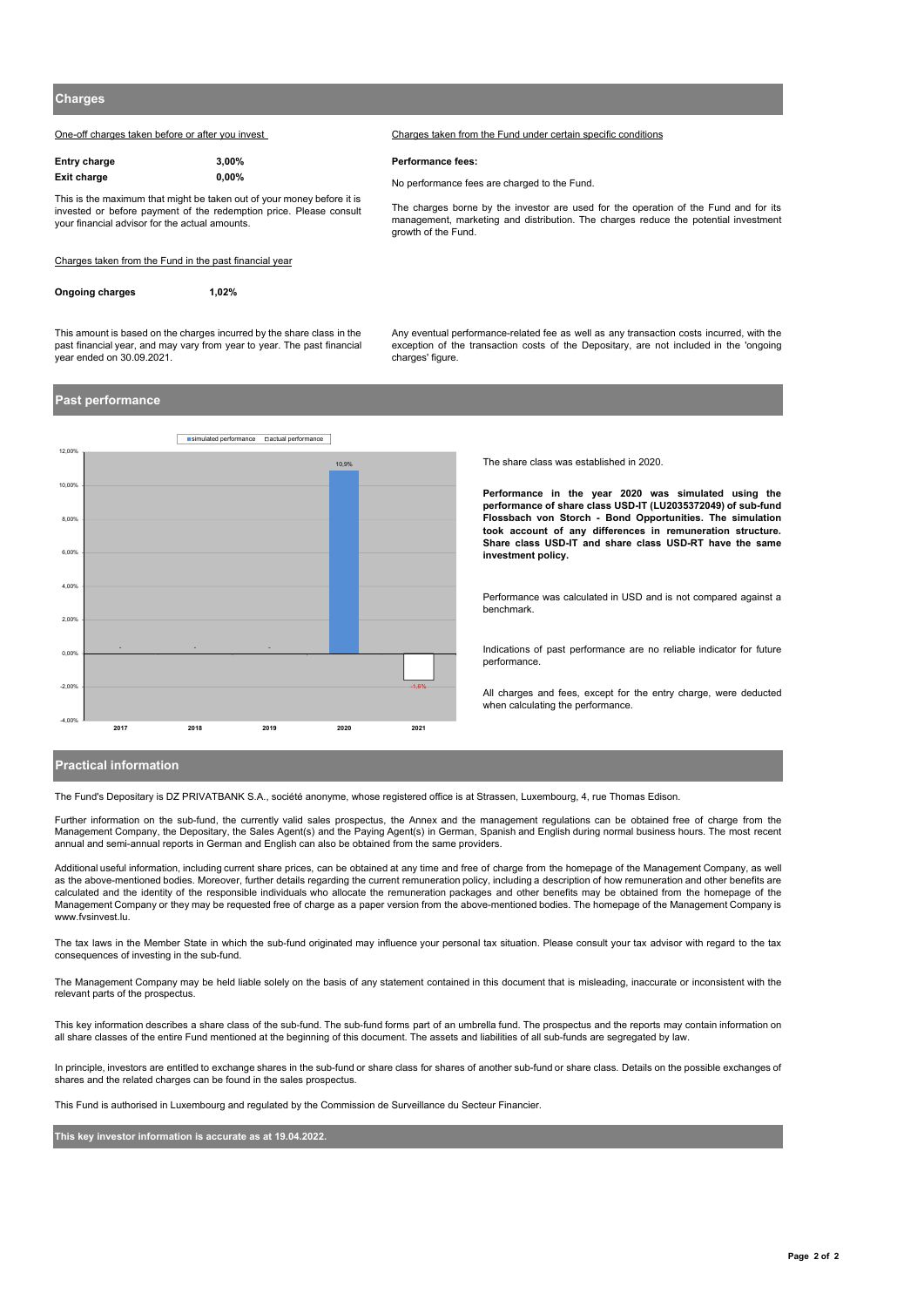## Charges

One-off charges taken before or after you invest

| | |
|---|---|
| **Entry charge** | **3,00%** |
| **Exit charge** | **0,00%** |

This is the maximum that might be taken out of your money before it is invested or before payment of the redemption price. Please consult your financial advisor for the actual amounts.

Charges taken from the Fund in the past financial year

| | |
|---|---|
| **Ongoing charges** | **1,02%** |

This amount is based on the charges incurred by the share class in the past financial year, and may vary from year to year. The past financial year ended on 30.09.2021.

Charges taken from the Fund under certain specific conditions

**Performance fees:**

No performance fees are charged to the Fund.

The charges borne by the investor are used for the operation of the Fund and for its management, marketing and distribution. The charges reduce the potential investment growth of the Fund.

Any eventual performance-related fee as well as any transaction costs incurred, with the exception of the transaction costs of the Depositary, are not included in the 'ongoing charges' figure.

## Past performance

simulated performance
actual performance

12,00%
10,00%
8,00%
6,00%
4,00%
2,00%
0,00%
-2,00%
-4,00%

-
-
-
10,9%
-1,6%

2017
2018
2019
2020
2021

The share class was established in 2020.

**Performance in the year 2020 was simulated using the performance of share class USD-IT (LU2035372049) of sub-fund Flossbach von Storch - Bond Opportunities. The simulation took account of any differences in remuneration structure. Share class USD-IT and share class USD-RT have the same investment policy.**

Performance was calculated in USD and is not compared against a benchmark.

Indications of past performance are no reliable indicator for future performance.

All charges and fees, except for the entry charge, were deducted when calculating the performance.

## Practical information

The Fund's Depositary is DZ PRIVATBANK S.A., société anonyme, whose registered office is at Strassen, Luxembourg, 4, rue Thomas Edison.

Further information on the sub-fund, the currently valid sales prospectus, the Annex and the management regulations can be obtained free of charge from the Management Company, the Depositary, the Sales Agent(s) and the Paying Agent(s) in German, Spanish and English during normal business hours. The most recent annual and semi-annual reports in German and English can also be obtained from the same providers.

Additional useful information, including current share prices, can be obtained at any time and free of charge from the homepage of the Management Company, as well as the above-mentioned bodies. Moreover, further details regarding the current remuneration policy, including a description of how remuneration and other benefits are calculated and the identity of the responsible individuals who allocate the remuneration packages and other benefits may be obtained from the homepage of the Management Company or they may be requested free of charge as a paper version from the above-mentioned bodies. The homepage of the Management Company is www.fvsinvest.lu.

The tax laws in the Member State in which the sub-fund originated may influence your personal tax situation. Please consult your tax advisor with regard to the tax consequences of investing in the sub-fund.

The Management Company may be held liable solely on the basis of any statement contained in this document that is misleading, inaccurate or inconsistent with the relevant parts of the prospectus.

This key information describes a share class of the sub-fund. The sub-fund forms part of an umbrella fund. The prospectus and the reports may contain information on all share classes of the entire Fund mentioned at the beginning of this document. The assets and liabilities of all sub-funds are segregated by law.

In principle, investors are entitled to exchange shares in the sub-fund or share class for shares of another sub-fund or share class. Details on the possible exchanges of shares and the related charges can be found in the sales prospectus.

This Fund is authorised in Luxembourg and regulated by the Commission de Surveillance du Secteur Financier.

**This key investor information is accurate as at 19.04.2022.**